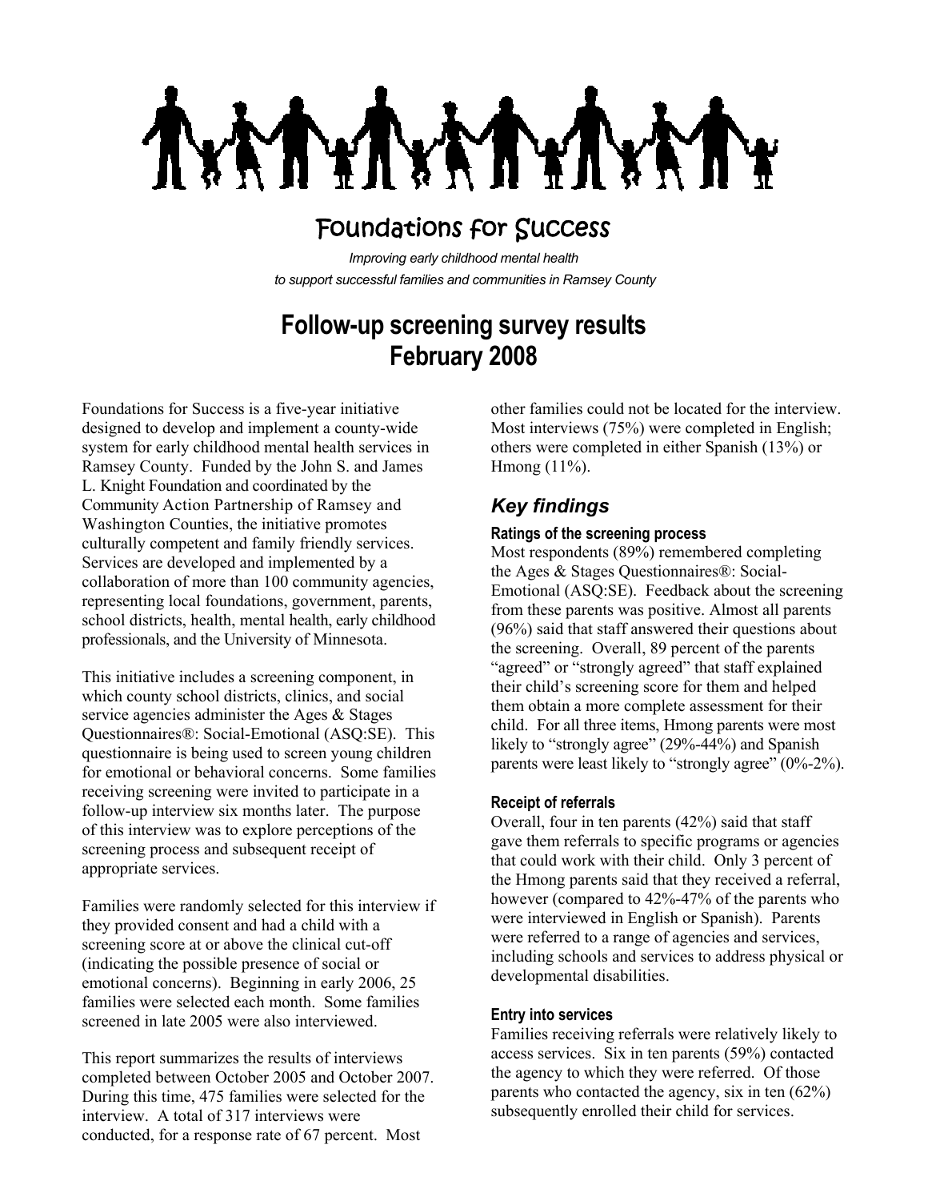# Foundations for Success

*Improving early childhood mental health to support successful families and communities in Ramsey County*

## Follow-up screening survey results February 2008

Foundations for Success is a five-year initiative designed to develop and implement a county-wide system for early childhood mental health services in Ramsey County. Funded by the John S. and James L. Knight Foundation and coordinated by the Community Action Partnership of Ramsey and Washington Counties, the initiative promotes culturally competent and family friendly services. Services are developed and implemented by a collaboration of more than 100 community agencies, representing local foundations, government, parents, school districts, health, mental health, early childhood professionals, and the University of Minnesota.

This initiative includes a screening component, in which county school districts, clinics, and social service agencies administer the Ages & Stages Questionnaires®: Social-Emotional (ASQ:SE). This questionnaire is being used to screen young children for emotional or behavioral concerns. Some families receiving screening were invited to participate in a follow-up interview six months later. The purpose of this interview was to explore perceptions of the screening process and subsequent receipt of appropriate services.

Families were randomly selected for this interview if they provided consent and had a child with a screening score at or above the clinical cut-off (indicating the possible presence of social or emotional concerns). Beginning in early 2006, 25 families were selected each month. Some families screened in late 2005 were also interviewed.

This report summarizes the results of interviews completed between October 2005 and October 2007. During this time, 475 families were selected for the interview. A total of 317 interviews were conducted, for a response rate of 67 percent. Most other families could not be located for the interview. Most interviews (75%) were completed in English; others were completed in either Spanish (13%) or Hmong (11%).

## *Key findings*

### Ratings of the screening process

Most respondents (89%) remembered completing the Ages & Stages Questionnaires®: Social-Emotional (ASQ:SE). Feedback about the screening from these parents was positive. Almost all parents (96%) said that staff answered their questions about the screening. Overall, 89 percent of the parents "agreed" or "strongly agreed" that staff explained their child's screening score for them and helped them obtain a more complete assessment for their child. For all three items, Hmong parents were most likely to "strongly agree" (29%-44%) and Spanish parents were least likely to "strongly agree" (0%-2%).

### Receipt of referrals

Overall, four in ten parents (42%) said that staff gave them referrals to specific programs or agencies that could work with their child. Only 3 percent of the Hmong parents said that they received a referral, however (compared to 42%-47% of the parents who were interviewed in English or Spanish). Parents were referred to a range of agencies and services, including schools and services to address physical or developmental disabilities.

### Entry into services

Families receiving referrals were relatively likely to access services. Six in ten parents (59%) contacted the agency to which they were referred. Of those parents who contacted the agency, six in ten (62%) subsequently enrolled their child for services.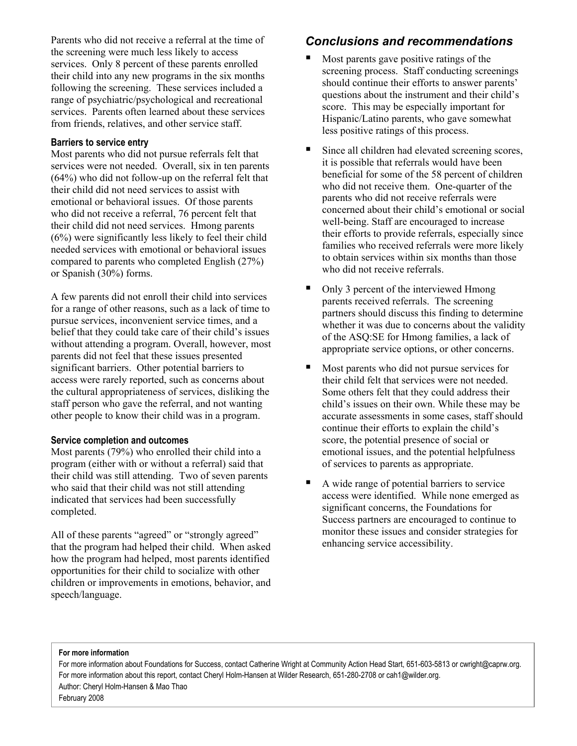Parents who did not receive a referral at the time of the screening were much less likely to access services. Only 8 percent of these parents enrolled their child into any new programs in the six months following the screening. These services included a range of psychiatric/psychological and recreational services. Parents often learned about these services from friends, relatives, and other service staff.

#### Barriers to service entry

Most parents who did not pursue referrals felt that services were not needed. Overall, six in ten parents (64%) who did not follow-up on the referral felt that their child did not need services to assist with emotional or behavioral issues. Of those parents who did not receive a referral, 76 percent felt that their child did not need services. Hmong parents (6%) were significantly less likely to feel their child needed services with emotional or behavioral issues compared to parents who completed English (27%) or Spanish (30%) forms.

A few parents did not enroll their child into services for a range of other reasons, such as a lack of time to pursue services, inconvenient service times, and a belief that they could take care of their child's issues without attending a program. Overall, however, most parents did not feel that these issues presented significant barriers. Other potential barriers to access were rarely reported, such as concerns about the cultural appropriateness of services, disliking the staff person who gave the referral, and not wanting other people to know their child was in a program.

#### Service completion and outcomes

Most parents (79%) who enrolled their child into a program (either with or without a referral) said that their child was still attending. Two of seven parents who said that their child was not still attending indicated that services had been successfully completed.

All of these parents "agreed" or "strongly agreed" that the program had helped their child. When asked how the program had helped, most parents identified opportunities for their child to socialize with other children or improvements in emotions, behavior, and speech/language.

## *Conclusions and recommendations*

- Most parents gave positive ratings of the screening process. Staff conducting screenings should continue their efforts to answer parents' questions about the instrument and their child's score. This may be especially important for Hispanic/Latino parents, who gave somewhat less positive ratings of this process.
- Since all children had elevated screening scores, it is possible that referrals would have been beneficial for some of the 58 percent of children who did not receive them. One-quarter of the parents who did not receive referrals were concerned about their child's emotional or social well-being. Staff are encouraged to increase their efforts to provide referrals, especially since families who received referrals were more likely to obtain services within six months than those who did not receive referrals.
- Only 3 percent of the interviewed Hmong parents received referrals. The screening partners should discuss this finding to determine whether it was due to concerns about the validity of the ASQ:SE for Hmong families, a lack of appropriate service options, or other concerns.
- Most parents who did not pursue services for their child felt that services were not needed. Some others felt that they could address their child's issues on their own. While these may be accurate assessments in some cases, staff should continue their efforts to explain the child's score, the potential presence of social or emotional issues, and the potential helpfulness of services to parents as appropriate.
- A wide range of potential barriers to service access were identified. While none emerged as significant concerns, the Foundations for Success partners are encouraged to continue to monitor these issues and consider strategies for enhancing service accessibility.

**For more information**

For more information about Foundations for Success, contact Catherine Wright at Community Action Head Start, 651-603-5813 or cwright@caprw.org.
For more information about this report, contact Cheryl Holm-Hansen at Wilder Research, 651-280-2708 or cah1@wilder.org.
Author: Cheryl Holm-Hansen & Mao Thao
February 2008